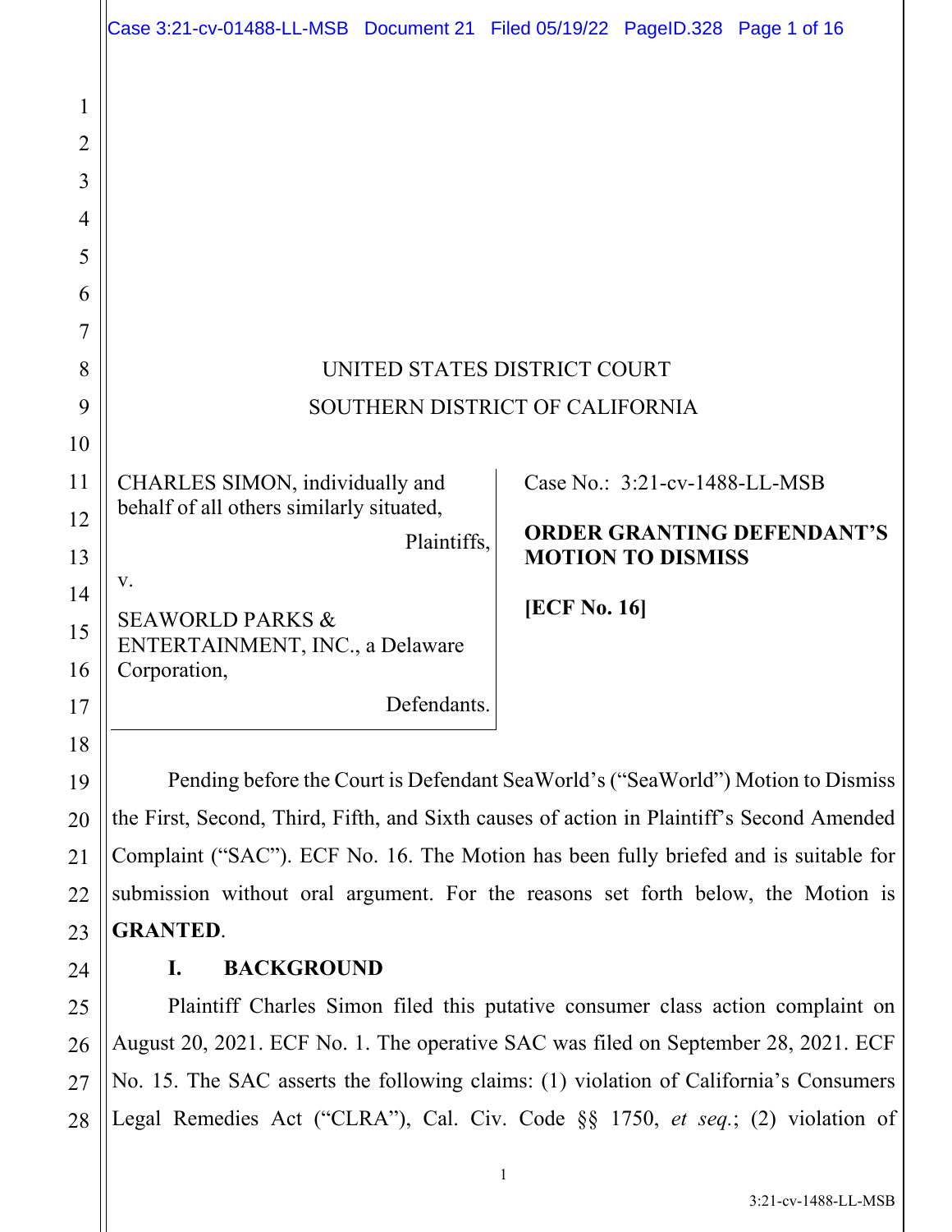UNITED STATES DISTRICT COURT
SOUTHERN DISTRICT OF CALIFORNIA

CHARLES SIMON, individually and behalf of all others similarly situated,

Plaintiffs,

v.

SEAWORLD PARKS & ENTERTAINMENT, INC., a Delaware Corporation,

Defendants.

Case No.: 3:21-cv-1488-LL-MSB

**ORDER GRANTING DEFENDANT'S MOTION TO DISMISS**

**[ECF No. 16]**

Pending before the Court is Defendant SeaWorld's ("SeaWorld") Motion to Dismiss the First, Second, Third, Fifth, and Sixth causes of action in Plaintiff's Second Amended Complaint ("SAC"). ECF No. 16. The Motion has been fully briefed and is suitable for submission without oral argument. For the reasons set forth below, the Motion is **GRANTED**.

## I. BACKGROUND

Plaintiff Charles Simon filed this putative consumer class action complaint on August 20, 2021. ECF No. 1. The operative SAC was filed on September 28, 2021. ECF No. 15. The SAC asserts the following claims: (1) violation of California's Consumers Legal Remedies Act ("CLRA"), Cal. Civ. Code §§ 1750, *et seq.*; (2) violation of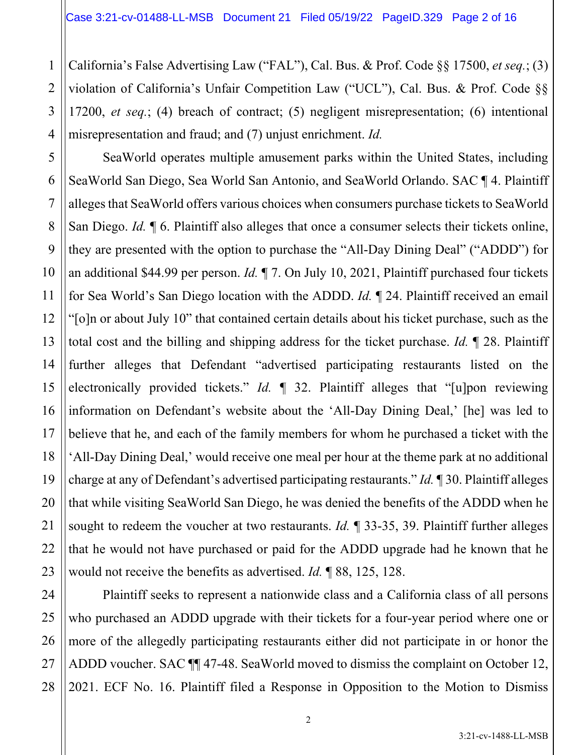California's False Advertising Law ("FAL"), Cal. Bus. & Prof. Code §§ 17500, *et seq.*; (3) violation of California's Unfair Competition Law ("UCL"), Cal. Bus. & Prof. Code §§ 17200, *et seq.*; (4) breach of contract; (5) negligent misrepresentation; (6) intentional misrepresentation and fraud; and (7) unjust enrichment. *Id.*

SeaWorld operates multiple amusement parks within the United States, including SeaWorld San Diego, Sea World San Antonio, and SeaWorld Orlando. SAC ¶ 4. Plaintiff alleges that SeaWorld offers various choices when consumers purchase tickets to SeaWorld San Diego. *Id.* ¶ 6. Plaintiff also alleges that once a consumer selects their tickets online, they are presented with the option to purchase the "All-Day Dining Deal" ("ADDD") for an additional $44.99 per person. *Id.* ¶ 7. On July 10, 2021, Plaintiff purchased four tickets for Sea World's San Diego location with the ADDD. *Id.* ¶ 24. Plaintiff received an email "[o]n or about July 10" that contained certain details about his ticket purchase, such as the total cost and the billing and shipping address for the ticket purchase. *Id.* ¶ 28. Plaintiff further alleges that Defendant "advertised participating restaurants listed on the electronically provided tickets." *Id.* ¶ 32. Plaintiff alleges that "[u]pon reviewing information on Defendant's website about the 'All-Day Dining Deal,' [he] was led to believe that he, and each of the family members for whom he purchased a ticket with the 'All-Day Dining Deal,' would receive one meal per hour at the theme park at no additional charge at any of Defendant's advertised participating restaurants." *Id.* ¶ 30. Plaintiff alleges that while visiting SeaWorld San Diego, he was denied the benefits of the ADDD when he sought to redeem the voucher at two restaurants. *Id.* ¶ 33-35, 39. Plaintiff further alleges that he would not have purchased or paid for the ADDD upgrade had he known that he would not receive the benefits as advertised. *Id.* ¶ 88, 125, 128.

Plaintiff seeks to represent a nationwide class and a California class of all persons who purchased an ADDD upgrade with their tickets for a four-year period where one or more of the allegedly participating restaurants either did not participate in or honor the ADDD voucher. SAC ¶¶ 47-48. SeaWorld moved to dismiss the complaint on October 12, 2021. ECF No. 16. Plaintiff filed a Response in Opposition to the Motion to Dismiss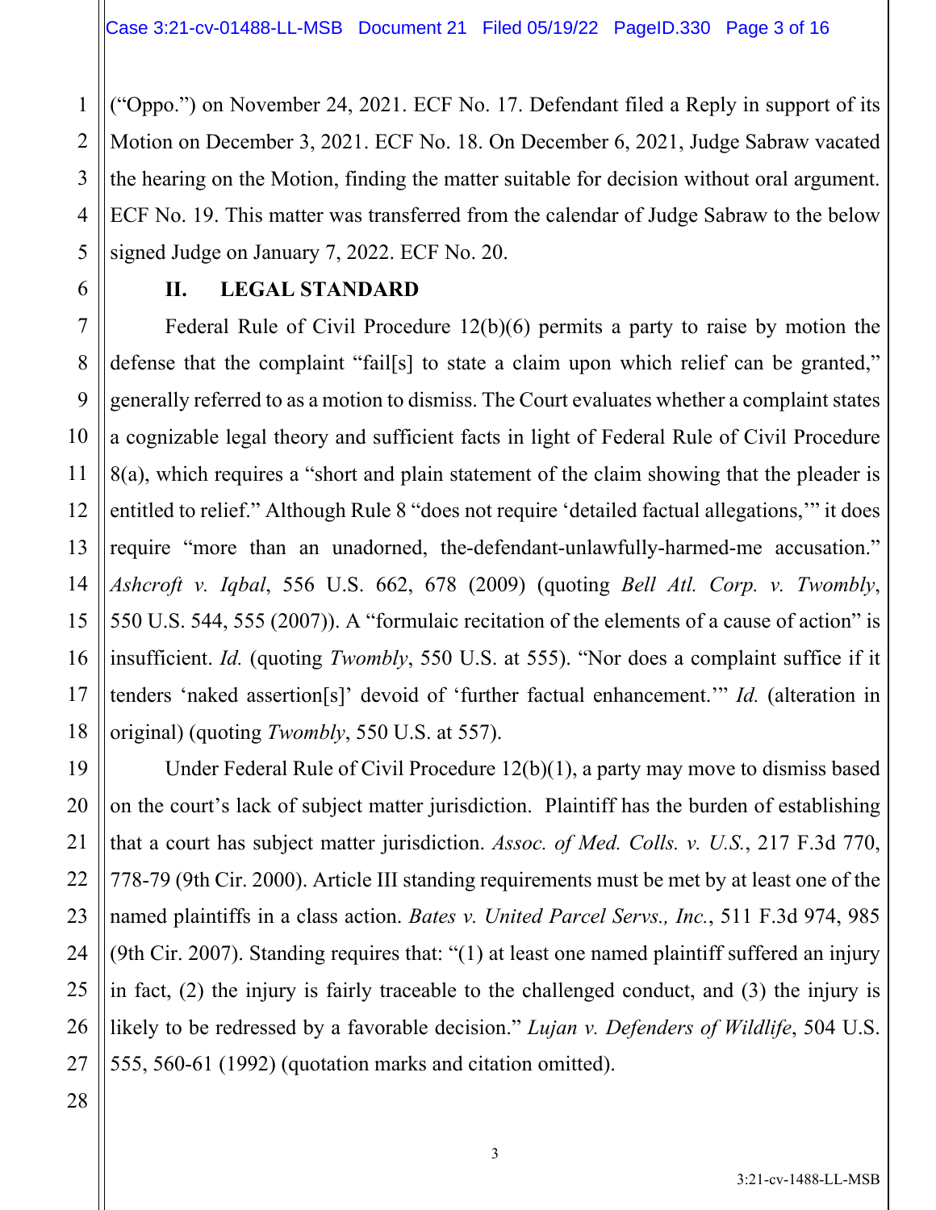("Oppo.") on November 24, 2021. ECF No. 17. Defendant filed a Reply in support of its Motion on December 3, 2021. ECF No. 18. On December 6, 2021, Judge Sabraw vacated the hearing on the Motion, finding the matter suitable for decision without oral argument. ECF No. 19. This matter was transferred from the calendar of Judge Sabraw to the below signed Judge on January 7, 2022. ECF No. 20.

## II. LEGAL STANDARD

Federal Rule of Civil Procedure 12(b)(6) permits a party to raise by motion the defense that the complaint "fail[s] to state a claim upon which relief can be granted," generally referred to as a motion to dismiss. The Court evaluates whether a complaint states a cognizable legal theory and sufficient facts in light of Federal Rule of Civil Procedure 8(a), which requires a "short and plain statement of the claim showing that the pleader is entitled to relief." Although Rule 8 "does not require 'detailed factual allegations,'" it does require "more than an unadorned, the-defendant-unlawfully-harmed-me accusation." *Ashcroft v. Iqbal*, 556 U.S. 662, 678 (2009) (quoting *Bell Atl. Corp. v. Twombly*, 550 U.S. 544, 555 (2007)). A "formulaic recitation of the elements of a cause of action" is insufficient. *Id.* (quoting *Twombly*, 550 U.S. at 555). "Nor does a complaint suffice if it tenders 'naked assertion[s]' devoid of 'further factual enhancement.'" *Id.* (alteration in original) (quoting *Twombly*, 550 U.S. at 557).

Under Federal Rule of Civil Procedure 12(b)(1), a party may move to dismiss based on the court's lack of subject matter jurisdiction. Plaintiff has the burden of establishing that a court has subject matter jurisdiction. *Assoc. of Med. Colls. v. U.S.*, 217 F.3d 770, 778-79 (9th Cir. 2000). Article III standing requirements must be met by at least one of the named plaintiffs in a class action. *Bates v. United Parcel Servs., Inc.*, 511 F.3d 974, 985 (9th Cir. 2007). Standing requires that: "(1) at least one named plaintiff suffered an injury in fact, (2) the injury is fairly traceable to the challenged conduct, and (3) the injury is likely to be redressed by a favorable decision." *Lujan v. Defenders of Wildlife*, 504 U.S. 555, 560-61 (1992) (quotation marks and citation omitted).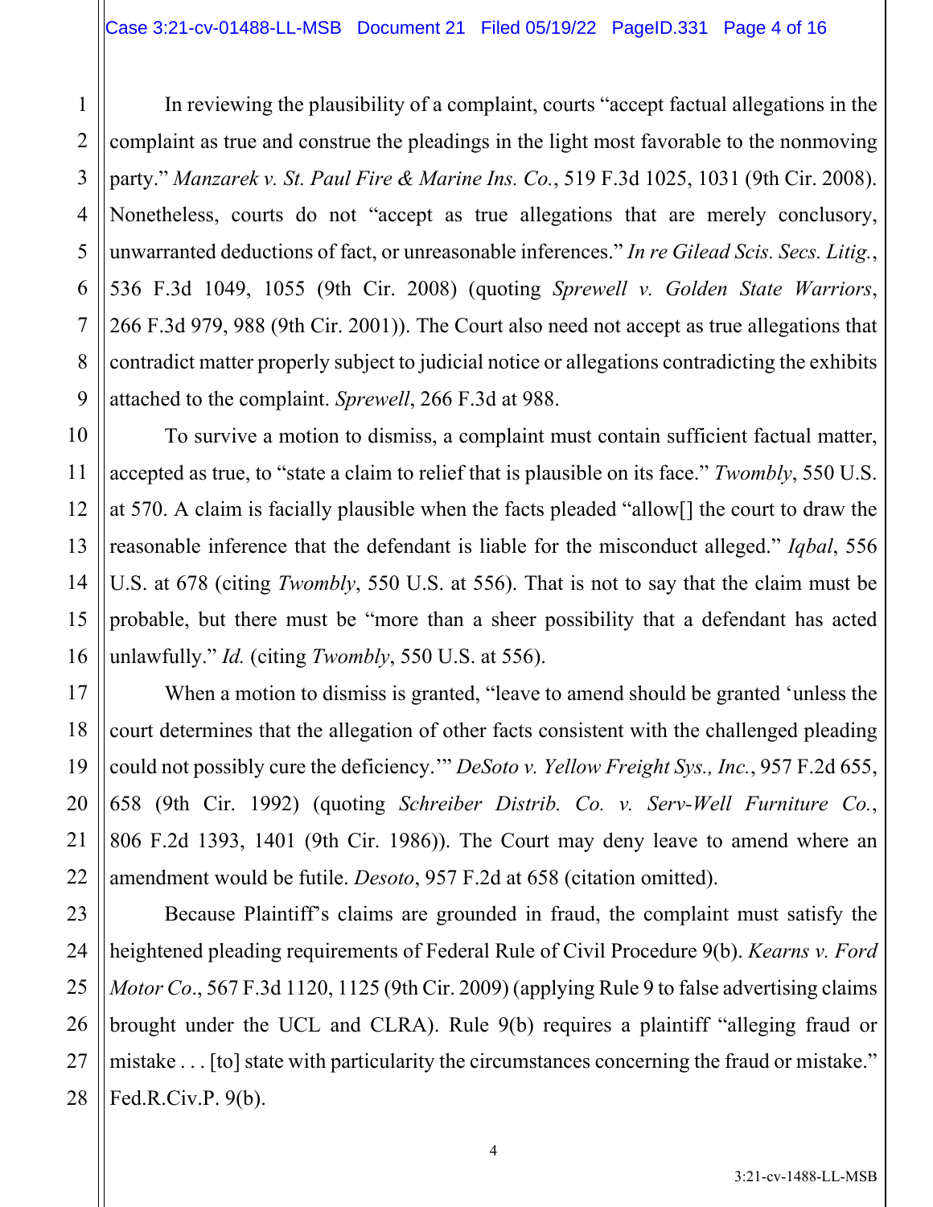In reviewing the plausibility of a complaint, courts "accept factual allegations in the complaint as true and construe the pleadings in the light most favorable to the nonmoving party." *Manzarek v. St. Paul Fire & Marine Ins. Co.*, 519 F.3d 1025, 1031 (9th Cir. 2008). Nonetheless, courts do not "accept as true allegations that are merely conclusory, unwarranted deductions of fact, or unreasonable inferences." *In re Gilead Scis. Secs. Litig.*, 536 F.3d 1049, 1055 (9th Cir. 2008) (quoting *Sprewell v. Golden State Warriors*, 266 F.3d 979, 988 (9th Cir. 2001)). The Court also need not accept as true allegations that contradict matter properly subject to judicial notice or allegations contradicting the exhibits attached to the complaint. *Sprewell*, 266 F.3d at 988.

To survive a motion to dismiss, a complaint must contain sufficient factual matter, accepted as true, to "state a claim to relief that is plausible on its face." *Twombly*, 550 U.S. at 570. A claim is facially plausible when the facts pleaded "allow[] the court to draw the reasonable inference that the defendant is liable for the misconduct alleged." *Iqbal*, 556 U.S. at 678 (citing *Twombly*, 550 U.S. at 556). That is not to say that the claim must be probable, but there must be "more than a sheer possibility that a defendant has acted unlawfully." *Id.* (citing *Twombly*, 550 U.S. at 556).

When a motion to dismiss is granted, "leave to amend should be granted 'unless the court determines that the allegation of other facts consistent with the challenged pleading could not possibly cure the deficiency.'" *DeSoto v. Yellow Freight Sys., Inc.*, 957 F.2d 655, 658 (9th Cir. 1992) (quoting *Schreiber Distrib. Co. v. Serv-Well Furniture Co.*, 806 F.2d 1393, 1401 (9th Cir. 1986)). The Court may deny leave to amend where an amendment would be futile. *Desoto*, 957 F.2d at 658 (citation omitted).

Because Plaintiff's claims are grounded in fraud, the complaint must satisfy the heightened pleading requirements of Federal Rule of Civil Procedure 9(b). *Kearns v. Ford Motor Co*., 567 F.3d 1120, 1125 (9th Cir. 2009) (applying Rule 9 to false advertising claims brought under the UCL and CLRA). Rule 9(b) requires a plaintiff "alleging fraud or mistake . . . [to] state with particularity the circumstances concerning the fraud or mistake." Fed.R.Civ.P. 9(b).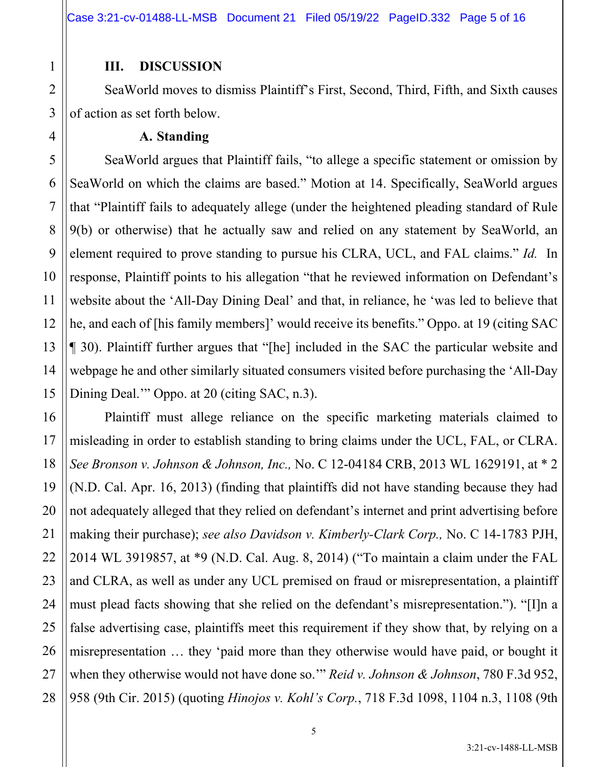## III. DISCUSSION

SeaWorld moves to dismiss Plaintiff's First, Second, Third, Fifth, and Sixth causes of action as set forth below.

### A. Standing

SeaWorld argues that Plaintiff fails, "to allege a specific statement or omission by SeaWorld on which the claims are based." Motion at 14. Specifically, SeaWorld argues that "Plaintiff fails to adequately allege (under the heightened pleading standard of Rule 9(b) or otherwise) that he actually saw and relied on any statement by SeaWorld, an element required to prove standing to pursue his CLRA, UCL, and FAL claims." *Id.* In response, Plaintiff points to his allegation "that he reviewed information on Defendant's website about the 'All-Day Dining Deal' and that, in reliance, he 'was led to believe that he, and each of [his family members]' would receive its benefits." Oppo. at 19 (citing SAC ¶ 30). Plaintiff further argues that "[he] included in the SAC the particular website and webpage he and other similarly situated consumers visited before purchasing the 'All-Day Dining Deal.'" Oppo. at 20 (citing SAC, n.3).

Plaintiff must allege reliance on the specific marketing materials claimed to misleading in order to establish standing to bring claims under the UCL, FAL, or CLRA. *See Bronson v. Johnson & Johnson, Inc.,* No. C 12-04184 CRB, 2013 WL 1629191, at * 2 (N.D. Cal. Apr. 16, 2013) (finding that plaintiffs did not have standing because they had not adequately alleged that they relied on defendant's internet and print advertising before making their purchase); *see also Davidson v. Kimberly-Clark Corp.,* No. C 14-1783 PJH, 2014 WL 3919857, at *9 (N.D. Cal. Aug. 8, 2014) ("To maintain a claim under the FAL and CLRA, as well as under any UCL premised on fraud or misrepresentation, a plaintiff must plead facts showing that she relied on the defendant's misrepresentation."). "[I]n a false advertising case, plaintiffs meet this requirement if they show that, by relying on a misrepresentation … they 'paid more than they otherwise would have paid, or bought it when they otherwise would not have done so.'" *Reid v. Johnson & Johnson*, 780 F.3d 952, 958 (9th Cir. 2015) (quoting *Hinojos v. Kohl's Corp.*, 718 F.3d 1098, 1104 n.3, 1108 (9th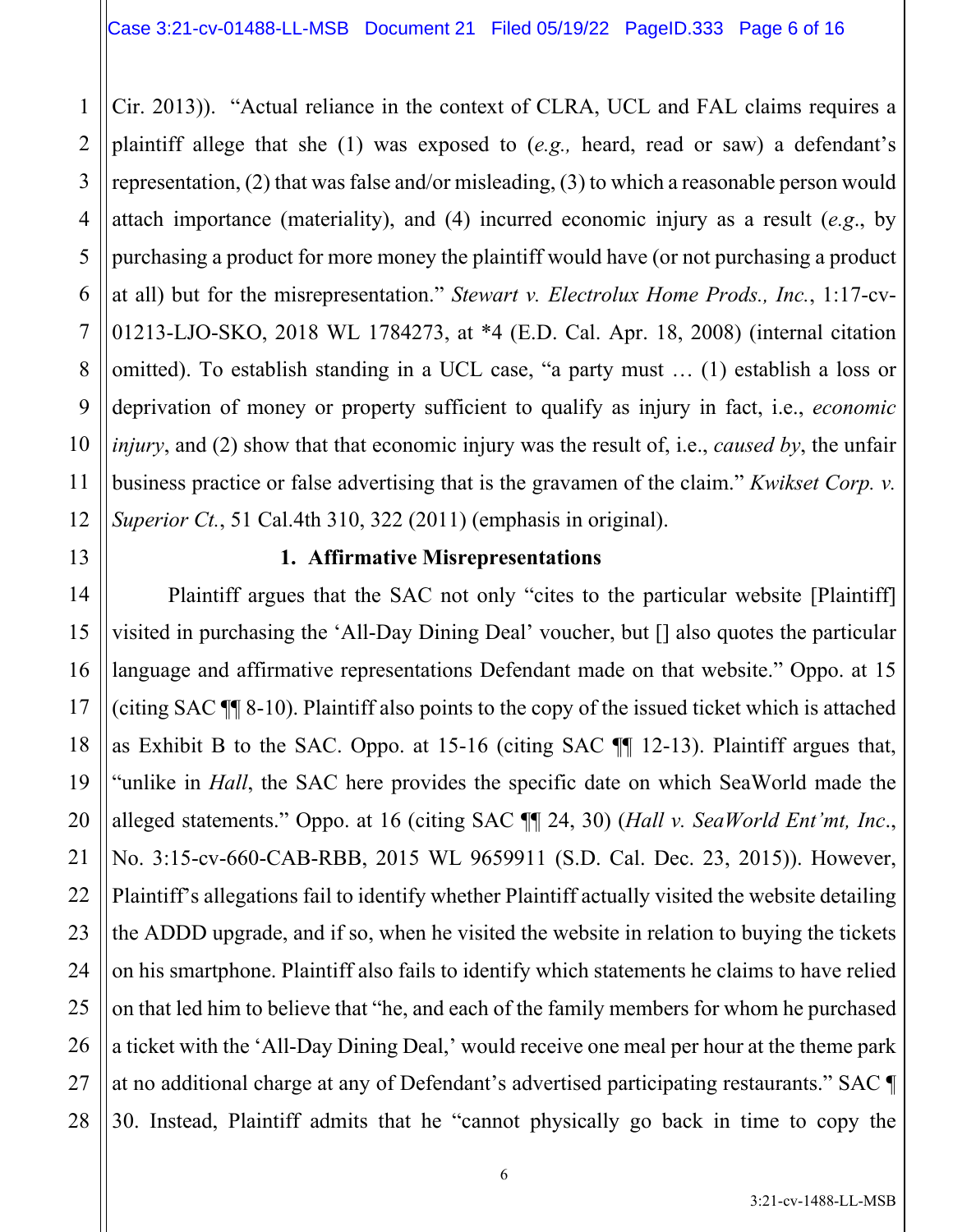Cir. 2013)). "Actual reliance in the context of CLRA, UCL and FAL claims requires a plaintiff allege that she (1) was exposed to (*e.g.,* heard, read or saw) a defendant's representation, (2) that was false and/or misleading, (3) to which a reasonable person would attach importance (materiality), and (4) incurred economic injury as a result (*e.g*., by purchasing a product for more money the plaintiff would have (or not purchasing a product at all) but for the misrepresentation." *Stewart v. Electrolux Home Prods., Inc.*, 1:17-cv-01213-LJO-SKO, 2018 WL 1784273, at *4 (E.D. Cal. Apr. 18, 2008) (internal citation omitted). To establish standing in a UCL case, "a party must … (1) establish a loss or deprivation of money or property sufficient to qualify as injury in fact, i.e., *economic injury*, and (2) show that that economic injury was the result of, i.e., *caused by*, the unfair business practice or false advertising that is the gravamen of the claim." *Kwikset Corp. v. Superior Ct.*, 51 Cal.4th 310, 322 (2011) (emphasis in original).

### 1. Affirmative Misrepresentations

Plaintiff argues that the SAC not only "cites to the particular website [Plaintiff] visited in purchasing the 'All-Day Dining Deal' voucher, but [] also quotes the particular language and affirmative representations Defendant made on that website." Oppo. at 15 (citing SAC ¶¶ 8-10). Plaintiff also points to the copy of the issued ticket which is attached as Exhibit B to the SAC. Oppo. at 15-16 (citing SAC ¶¶ 12-13). Plaintiff argues that, "unlike in *Hall*, the SAC here provides the specific date on which SeaWorld made the alleged statements." Oppo. at 16 (citing SAC ¶¶ 24, 30) (*Hall v. SeaWorld Ent'mt, Inc*., No. 3:15-cv-660-CAB-RBB, 2015 WL 9659911 (S.D. Cal. Dec. 23, 2015)). However, Plaintiff's allegations fail to identify whether Plaintiff actually visited the website detailing the ADDD upgrade, and if so, when he visited the website in relation to buying the tickets on his smartphone. Plaintiff also fails to identify which statements he claims to have relied on that led him to believe that "he, and each of the family members for whom he purchased a ticket with the 'All-Day Dining Deal,' would receive one meal per hour at the theme park at no additional charge at any of Defendant's advertised participating restaurants." SAC ¶ 30. Instead, Plaintiff admits that he "cannot physically go back in time to copy the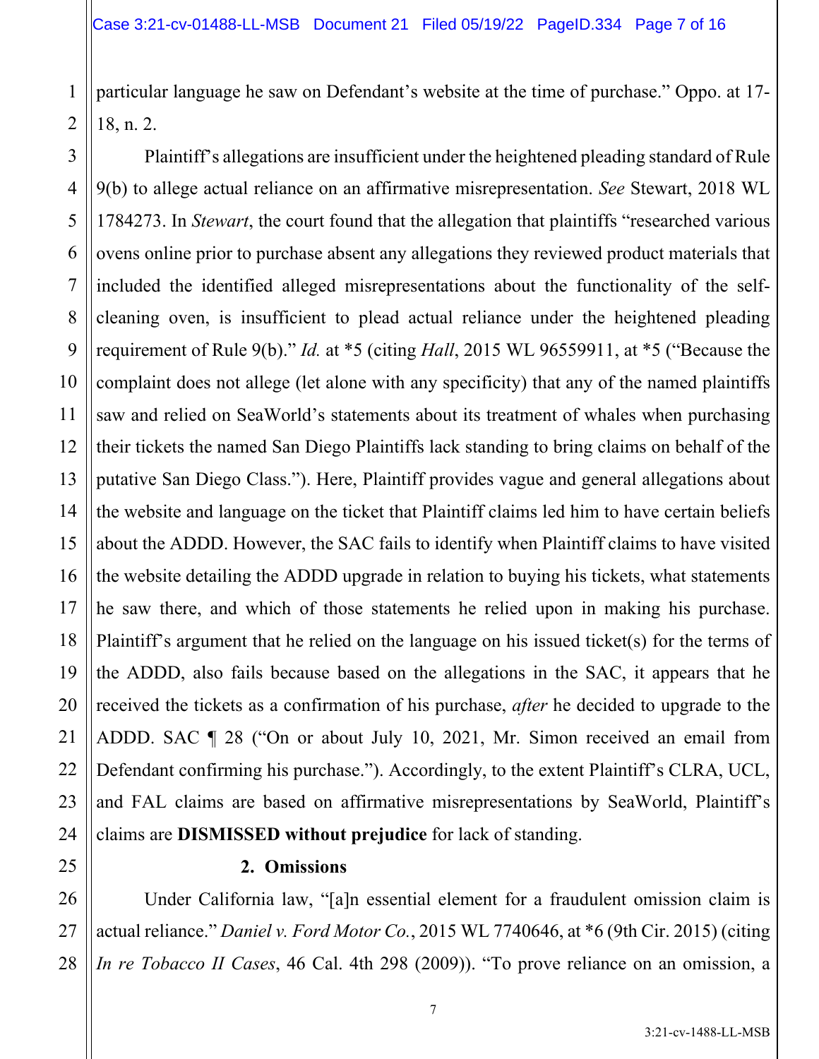particular language he saw on Defendant's website at the time of purchase." Oppo. at 17-18, n. 2.

Plaintiff's allegations are insufficient under the heightened pleading standard of Rule 9(b) to allege actual reliance on an affirmative misrepresentation. *See* Stewart, 2018 WL 1784273. In *Stewart*, the court found that the allegation that plaintiffs "researched various ovens online prior to purchase absent any allegations they reviewed product materials that included the identified alleged misrepresentations about the functionality of the self-cleaning oven, is insufficient to plead actual reliance under the heightened pleading requirement of Rule 9(b)." *Id.* at *5 (citing *Hall*, 2015 WL 96559911, at *5 ("Because the complaint does not allege (let alone with any specificity) that any of the named plaintiffs saw and relied on SeaWorld's statements about its treatment of whales when purchasing their tickets the named San Diego Plaintiffs lack standing to bring claims on behalf of the putative San Diego Class."). Here, Plaintiff provides vague and general allegations about the website and language on the ticket that Plaintiff claims led him to have certain beliefs about the ADDD. However, the SAC fails to identify when Plaintiff claims to have visited the website detailing the ADDD upgrade in relation to buying his tickets, what statements he saw there, and which of those statements he relied upon in making his purchase. Plaintiff's argument that he relied on the language on his issued ticket(s) for the terms of the ADDD, also fails because based on the allegations in the SAC, it appears that he received the tickets as a confirmation of his purchase, *after* he decided to upgrade to the ADDD. SAC ¶ 28 ("On or about July 10, 2021, Mr. Simon received an email from Defendant confirming his purchase."). Accordingly, to the extent Plaintiff's CLRA, UCL, and FAL claims are based on affirmative misrepresentations by SeaWorld, Plaintiff's claims are **DISMISSED without prejudice** for lack of standing.

**2. Omissions**

Under California law, "[a]n essential element for a fraudulent omission claim is actual reliance." *Daniel v. Ford Motor Co.*, 2015 WL 7740646, at *6 (9th Cir. 2015) (citing *In re Tobacco II Cases*, 46 Cal. 4th 298 (2009)). "To prove reliance on an omission, a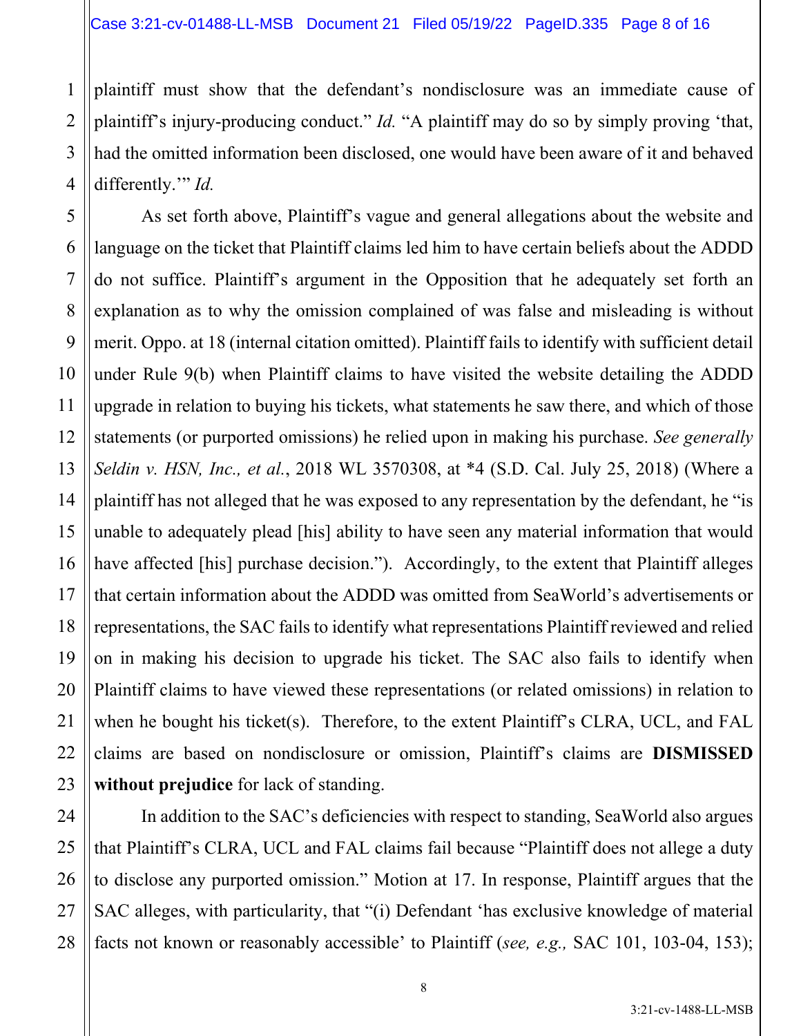plaintiff must show that the defendant's nondisclosure was an immediate cause of plaintiff's injury-producing conduct." *Id.* "A plaintiff may do so by simply proving 'that, had the omitted information been disclosed, one would have been aware of it and behaved differently.'" *Id.*

As set forth above, Plaintiff's vague and general allegations about the website and language on the ticket that Plaintiff claims led him to have certain beliefs about the ADDD do not suffice. Plaintiff's argument in the Opposition that he adequately set forth an explanation as to why the omission complained of was false and misleading is without merit. Oppo. at 18 (internal citation omitted). Plaintiff fails to identify with sufficient detail under Rule 9(b) when Plaintiff claims to have visited the website detailing the ADDD upgrade in relation to buying his tickets, what statements he saw there, and which of those statements (or purported omissions) he relied upon in making his purchase. *See generally Seldin v. HSN, Inc., et al.*, 2018 WL 3570308, at *4 (S.D. Cal. July 25, 2018) (Where a plaintiff has not alleged that he was exposed to any representation by the defendant, he "is unable to adequately plead [his] ability to have seen any material information that would have affected [his] purchase decision."). Accordingly, to the extent that Plaintiff alleges that certain information about the ADDD was omitted from SeaWorld's advertisements or representations, the SAC fails to identify what representations Plaintiff reviewed and relied on in making his decision to upgrade his ticket. The SAC also fails to identify when Plaintiff claims to have viewed these representations (or related omissions) in relation to when he bought his ticket(s). Therefore, to the extent Plaintiff's CLRA, UCL, and FAL claims are based on nondisclosure or omission, Plaintiff's claims are **DISMISSED without prejudice** for lack of standing.

In addition to the SAC's deficiencies with respect to standing, SeaWorld also argues that Plaintiff's CLRA, UCL and FAL claims fail because "Plaintiff does not allege a duty to disclose any purported omission." Motion at 17. In response, Plaintiff argues that the SAC alleges, with particularity, that "(i) Defendant 'has exclusive knowledge of material facts not known or reasonably accessible' to Plaintiff (*see, e.g.,* SAC 101, 103-04, 153);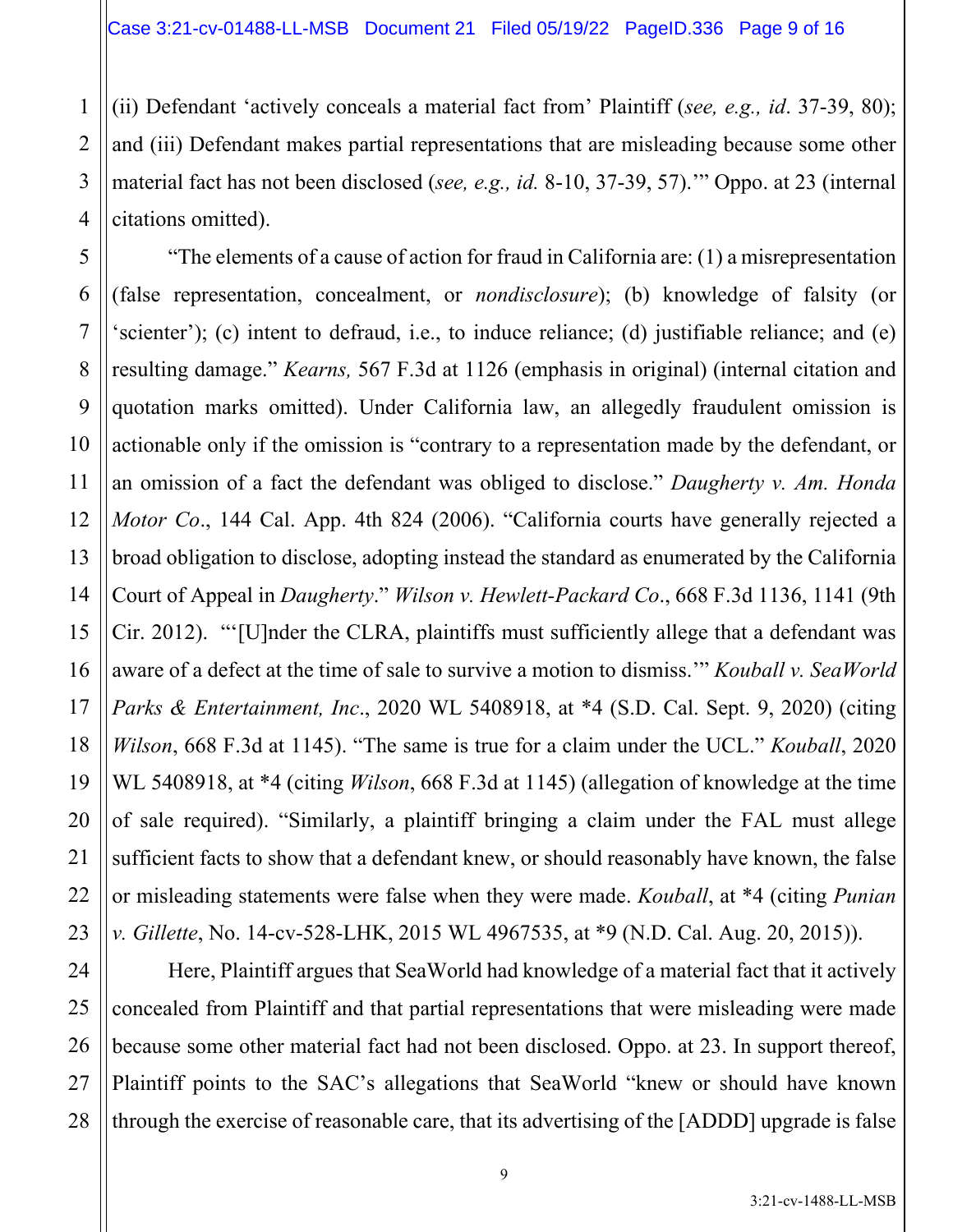(ii) Defendant 'actively conceals a material fact from' Plaintiff (*see, e.g., id*. 37-39, 80); and (iii) Defendant makes partial representations that are misleading because some other material fact has not been disclosed (*see, e.g., id.* 8-10, 37-39, 57).'" Oppo. at 23 (internal citations omitted).

"The elements of a cause of action for fraud in California are: (1) a misrepresentation (false representation, concealment, or *nondisclosure*); (b) knowledge of falsity (or 'scienter'); (c) intent to defraud, i.e., to induce reliance; (d) justifiable reliance; and (e) resulting damage." *Kearns,* 567 F.3d at 1126 (emphasis in original) (internal citation and quotation marks omitted). Under California law, an allegedly fraudulent omission is actionable only if the omission is "contrary to a representation made by the defendant, or an omission of a fact the defendant was obliged to disclose." *Daugherty v. Am. Honda Motor Co*., 144 Cal. App. 4th 824 (2006). "California courts have generally rejected a broad obligation to disclose, adopting instead the standard as enumerated by the California Court of Appeal in *Daugherty*." *Wilson v. Hewlett-Packard Co*., 668 F.3d 1136, 1141 (9th Cir. 2012). "'[U]nder the CLRA, plaintiffs must sufficiently allege that a defendant was aware of a defect at the time of sale to survive a motion to dismiss.'" *Kouball v. SeaWorld Parks & Entertainment, Inc*., 2020 WL 5408918, at *4 (S.D. Cal. Sept. 9, 2020) (citing *Wilson*, 668 F.3d at 1145). "The same is true for a claim under the UCL." *Kouball*, 2020 WL 5408918, at *4 (citing *Wilson*, 668 F.3d at 1145) (allegation of knowledge at the time of sale required). "Similarly, a plaintiff bringing a claim under the FAL must allege sufficient facts to show that a defendant knew, or should reasonably have known, the false or misleading statements were false when they were made. *Kouball*, at *4 (citing *Punian v. Gillette*, No. 14-cv-528-LHK, 2015 WL 4967535, at *9 (N.D. Cal. Aug. 20, 2015)).

Here, Plaintiff argues that SeaWorld had knowledge of a material fact that it actively concealed from Plaintiff and that partial representations that were misleading were made because some other material fact had not been disclosed. Oppo. at 23. In support thereof, Plaintiff points to the SAC's allegations that SeaWorld "knew or should have known through the exercise of reasonable care, that its advertising of the [ADDD] upgrade is false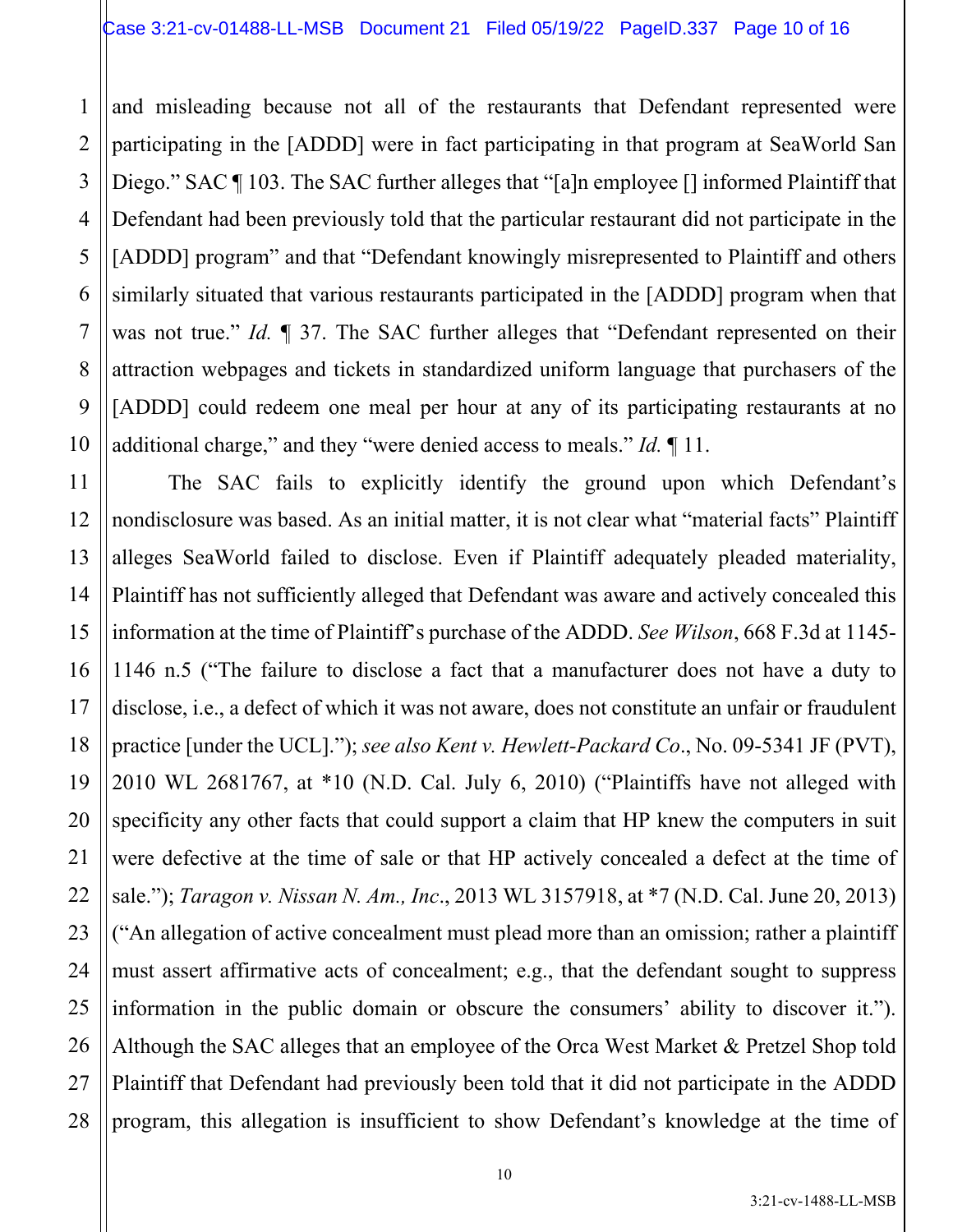and misleading because not all of the restaurants that Defendant represented were participating in the [ADDD] were in fact participating in that program at SeaWorld San Diego." SAC ¶ 103. The SAC further alleges that "[a]n employee [] informed Plaintiff that Defendant had been previously told that the particular restaurant did not participate in the [ADDD] program" and that "Defendant knowingly misrepresented to Plaintiff and others similarly situated that various restaurants participated in the [ADDD] program when that was not true." *Id.* ¶ 37. The SAC further alleges that "Defendant represented on their attraction webpages and tickets in standardized uniform language that purchasers of the [ADDD] could redeem one meal per hour at any of its participating restaurants at no additional charge," and they "were denied access to meals." *Id.* ¶ 11.

The SAC fails to explicitly identify the ground upon which Defendant's nondisclosure was based. As an initial matter, it is not clear what "material facts" Plaintiff alleges SeaWorld failed to disclose. Even if Plaintiff adequately pleaded materiality, Plaintiff has not sufficiently alleged that Defendant was aware and actively concealed this information at the time of Plaintiff's purchase of the ADDD. *See Wilson*, 668 F.3d at 1145-1146 n.5 ("The failure to disclose a fact that a manufacturer does not have a duty to disclose, i.e., a defect of which it was not aware, does not constitute an unfair or fraudulent practice [under the UCL]."); *see also Kent v. Hewlett-Packard Co*., No. 09-5341 JF (PVT), 2010 WL 2681767, at *10 (N.D. Cal. July 6, 2010) ("Plaintiffs have not alleged with specificity any other facts that could support a claim that HP knew the computers in suit were defective at the time of sale or that HP actively concealed a defect at the time of sale."); *Taragon v. Nissan N. Am., Inc*., 2013 WL 3157918, at *7 (N.D. Cal. June 20, 2013) ("An allegation of active concealment must plead more than an omission; rather a plaintiff must assert affirmative acts of concealment; e.g., that the defendant sought to suppress information in the public domain or obscure the consumers' ability to discover it."). Although the SAC alleges that an employee of the Orca West Market & Pretzel Shop told Plaintiff that Defendant had previously been told that it did not participate in the ADDD program, this allegation is insufficient to show Defendant's knowledge at the time of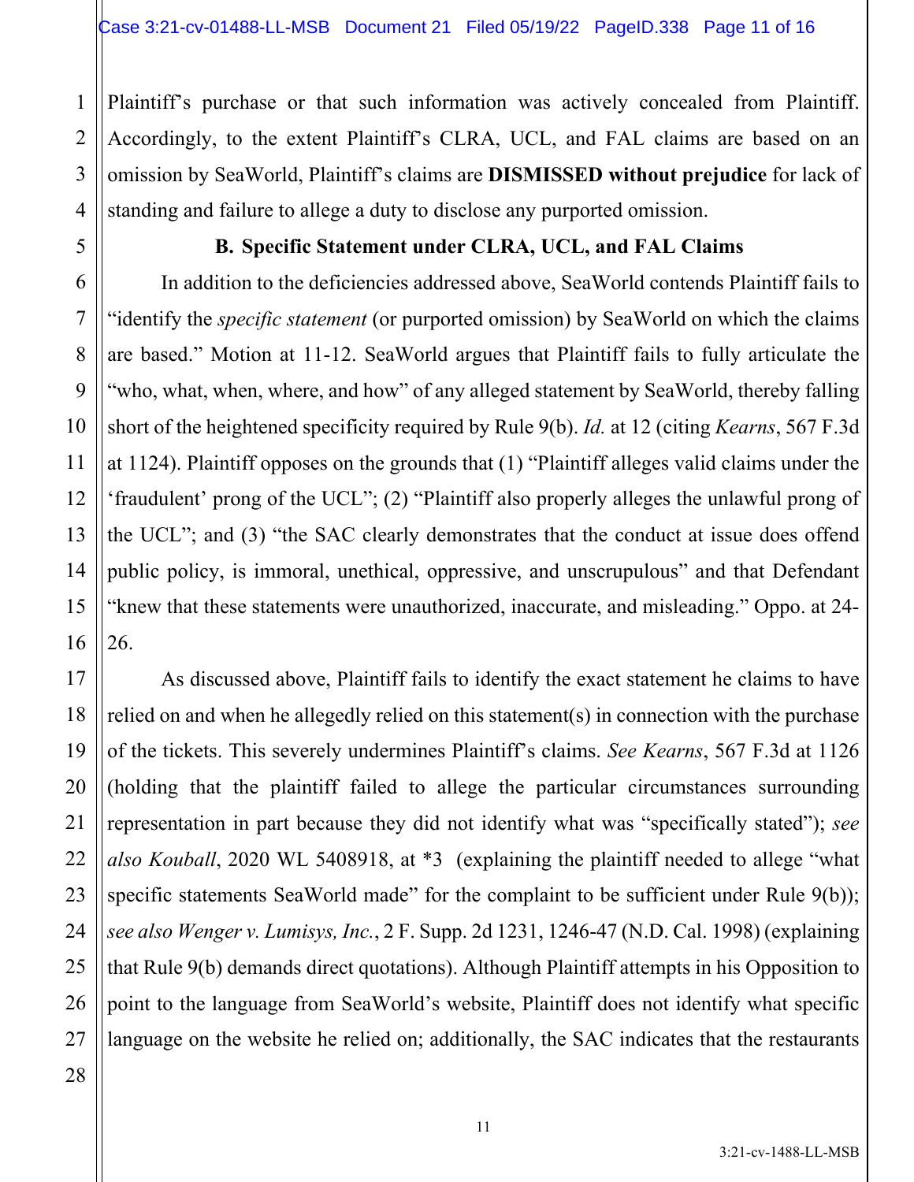Plaintiff's purchase or that such information was actively concealed from Plaintiff. Accordingly, to the extent Plaintiff's CLRA, UCL, and FAL claims are based on an omission by SeaWorld, Plaintiff's claims are **DISMISSED without prejudice** for lack of standing and failure to allege a duty to disclose any purported omission.

### B. Specific Statement under CLRA, UCL, and FAL Claims

In addition to the deficiencies addressed above, SeaWorld contends Plaintiff fails to "identify the *specific statement* (or purported omission) by SeaWorld on which the claims are based." Motion at 11-12. SeaWorld argues that Plaintiff fails to fully articulate the "who, what, when, where, and how" of any alleged statement by SeaWorld, thereby falling short of the heightened specificity required by Rule 9(b). *Id.* at 12 (citing *Kearns*, 567 F.3d at 1124). Plaintiff opposes on the grounds that (1) "Plaintiff alleges valid claims under the 'fraudulent' prong of the UCL"; (2) "Plaintiff also properly alleges the unlawful prong of the UCL"; and (3) "the SAC clearly demonstrates that the conduct at issue does offend public policy, is immoral, unethical, oppressive, and unscrupulous" and that Defendant "knew that these statements were unauthorized, inaccurate, and misleading." Oppo. at 24-26.

As discussed above, Plaintiff fails to identify the exact statement he claims to have relied on and when he allegedly relied on this statement(s) in connection with the purchase of the tickets. This severely undermines Plaintiff's claims. *See Kearns*, 567 F.3d at 1126 (holding that the plaintiff failed to allege the particular circumstances surrounding representation in part because they did not identify what was "specifically stated"); *see also Kouball*, 2020 WL 5408918, at *3 (explaining the plaintiff needed to allege "what specific statements SeaWorld made" for the complaint to be sufficient under Rule 9(b)); *see also Wenger v. Lumisys, Inc.*, 2 F. Supp. 2d 1231, 1246-47 (N.D. Cal. 1998) (explaining that Rule 9(b) demands direct quotations). Although Plaintiff attempts in his Opposition to point to the language from SeaWorld's website, Plaintiff does not identify what specific language on the website he relied on; additionally, the SAC indicates that the restaurants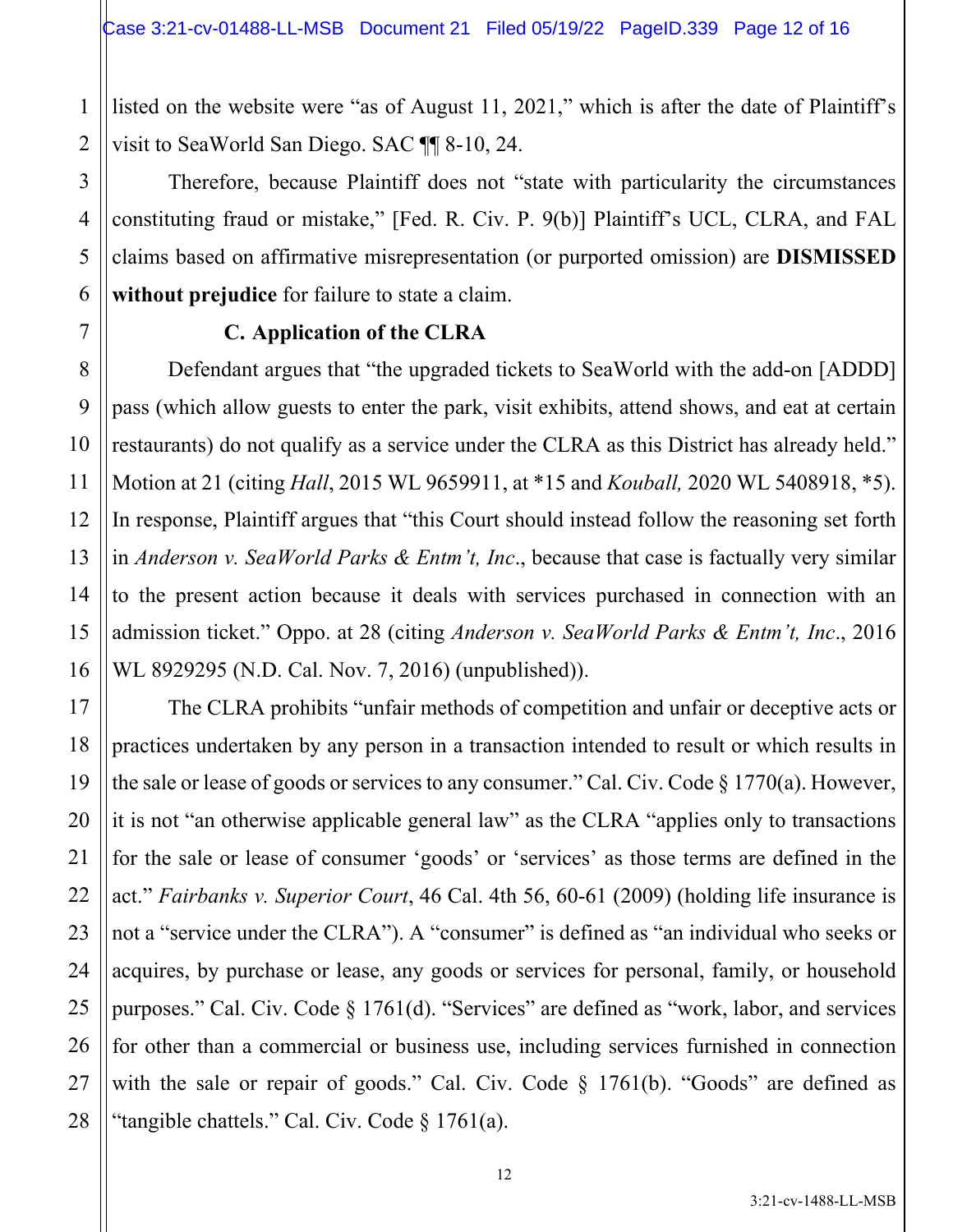listed on the website were "as of August 11, 2021," which is after the date of Plaintiff's visit to SeaWorld San Diego. SAC ¶¶ 8-10, 24.

Therefore, because Plaintiff does not "state with particularity the circumstances constituting fraud or mistake," [Fed. R. Civ. P. 9(b)] Plaintiff's UCL, CLRA, and FAL claims based on affirmative misrepresentation (or purported omission) are **DISMISSED without prejudice** for failure to state a claim.

### C. Application of the CLRA

Defendant argues that "the upgraded tickets to SeaWorld with the add-on [ADDD] pass (which allow guests to enter the park, visit exhibits, attend shows, and eat at certain restaurants) do not qualify as a service under the CLRA as this District has already held." Motion at 21 (citing *Hall*, 2015 WL 9659911, at *15 and *Kouball,* 2020 WL 5408918, *5). In response, Plaintiff argues that "this Court should instead follow the reasoning set forth in *Anderson v. SeaWorld Parks & Entm't, Inc*., because that case is factually very similar to the present action because it deals with services purchased in connection with an admission ticket." Oppo. at 28 (citing *Anderson v. SeaWorld Parks & Entm't, Inc*., 2016 WL 8929295 (N.D. Cal. Nov. 7, 2016) (unpublished)).

The CLRA prohibits "unfair methods of competition and unfair or deceptive acts or practices undertaken by any person in a transaction intended to result or which results in the sale or lease of goods or services to any consumer." Cal. Civ. Code § 1770(a). However, it is not "an otherwise applicable general law" as the CLRA "applies only to transactions for the sale or lease of consumer 'goods' or 'services' as those terms are defined in the act." *Fairbanks v. Superior Court*, 46 Cal. 4th 56, 60-61 (2009) (holding life insurance is not a "service under the CLRA"). A "consumer" is defined as "an individual who seeks or acquires, by purchase or lease, any goods or services for personal, family, or household purposes." Cal. Civ. Code § 1761(d). "Services" are defined as "work, labor, and services for other than a commercial or business use, including services furnished in connection with the sale or repair of goods." Cal. Civ. Code § 1761(b). "Goods" are defined as "tangible chattels." Cal. Civ. Code § 1761(a).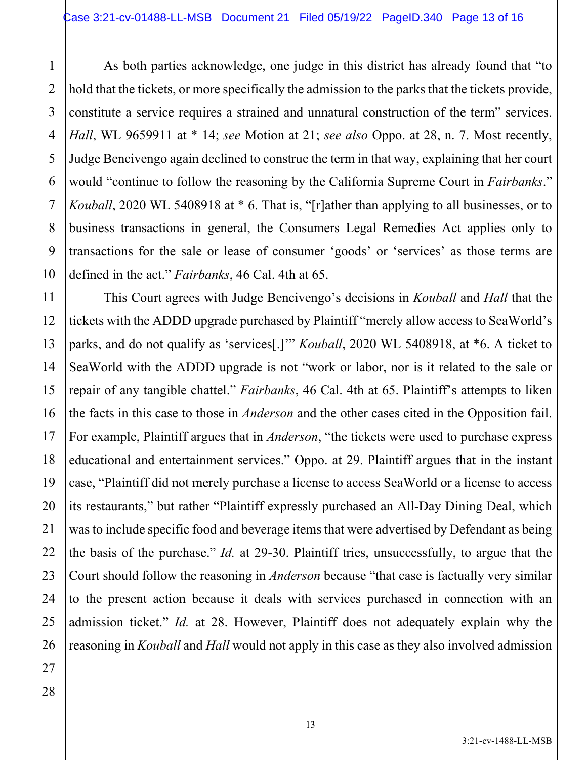As both parties acknowledge, one judge in this district has already found that "to hold that the tickets, or more specifically the admission to the parks that the tickets provide, constitute a service requires a strained and unnatural construction of the term" services. *Hall*, WL 9659911 at * 14; *see* Motion at 21; *see also* Oppo. at 28, n. 7. Most recently, Judge Bencivengo again declined to construe the term in that way, explaining that her court would "continue to follow the reasoning by the California Supreme Court in *Fairbanks*." *Kouball*, 2020 WL 5408918 at * 6. That is, "[r]ather than applying to all businesses, or to business transactions in general, the Consumers Legal Remedies Act applies only to transactions for the sale or lease of consumer 'goods' or 'services' as those terms are defined in the act." *Fairbanks*, 46 Cal. 4th at 65.

This Court agrees with Judge Bencivengo's decisions in *Kouball* and *Hall* that the tickets with the ADDD upgrade purchased by Plaintiff "merely allow access to SeaWorld's parks, and do not qualify as 'services[.]'" *Kouball*, 2020 WL 5408918, at *6. A ticket to SeaWorld with the ADDD upgrade is not "work or labor, nor is it related to the sale or repair of any tangible chattel." *Fairbanks*, 46 Cal. 4th at 65. Plaintiff's attempts to liken the facts in this case to those in *Anderson* and the other cases cited in the Opposition fail. For example, Plaintiff argues that in *Anderson*, "the tickets were used to purchase express educational and entertainment services." Oppo. at 29. Plaintiff argues that in the instant case, "Plaintiff did not merely purchase a license to access SeaWorld or a license to access its restaurants," but rather "Plaintiff expressly purchased an All-Day Dining Deal, which was to include specific food and beverage items that were advertised by Defendant as being the basis of the purchase." *Id.* at 29-30. Plaintiff tries, unsuccessfully, to argue that the Court should follow the reasoning in *Anderson* because "that case is factually very similar to the present action because it deals with services purchased in connection with an admission ticket." *Id.* at 28. However, Plaintiff does not adequately explain why the reasoning in *Kouball* and *Hall* would not apply in this case as they also involved admission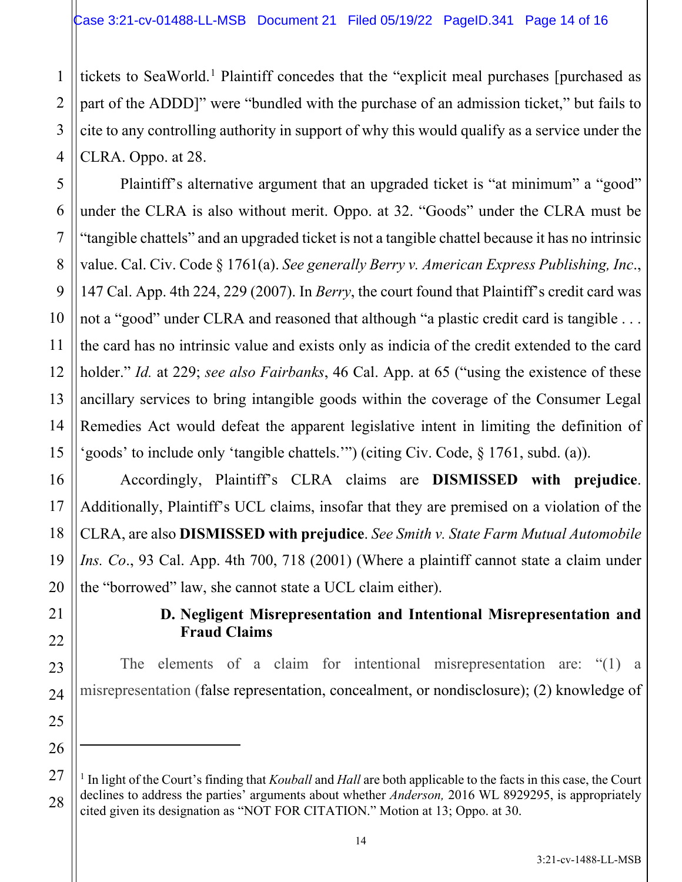tickets to SeaWorld.[1] Plaintiff concedes that the "explicit meal purchases [purchased as part of the ADDD]" were "bundled with the purchase of an admission ticket," but fails to cite to any controlling authority in support of why this would qualify as a service under the CLRA. Oppo. at 28.

Plaintiff's alternative argument that an upgraded ticket is "at minimum" a "good" under the CLRA is also without merit. Oppo. at 32. "Goods" under the CLRA must be "tangible chattels" and an upgraded ticket is not a tangible chattel because it has no intrinsic value. Cal. Civ. Code § 1761(a). *See generally Berry v. American Express Publishing, Inc.*, 147 Cal. App. 4th 224, 229 (2007). In *Berry*, the court found that Plaintiff's credit card was not a "good" under CLRA and reasoned that although "a plastic credit card is tangible . . . the card has no intrinsic value and exists only as indicia of the credit extended to the card holder." *Id.* at 229; *see also Fairbanks*, 46 Cal. App. at 65 ("using the existence of these ancillary services to bring intangible goods within the coverage of the Consumer Legal Remedies Act would defeat the apparent legislative intent in limiting the definition of 'goods' to include only 'tangible chattels.'") (citing Civ. Code, § 1761, subd. (a)).

Accordingly, Plaintiff's CLRA claims are **DISMISSED with prejudice**. Additionally, Plaintiff's UCL claims, insofar that they are premised on a violation of the CLRA, are also **DISMISSED with prejudice**. *See Smith v. State Farm Mutual Automobile Ins. Co.*, 93 Cal. App. 4th 700, 718 (2001) (Where a plaintiff cannot state a claim under the "borrowed" law, she cannot state a UCL claim either).

### D. Negligent Misrepresentation and Intentional Misrepresentation and Fraud Claims

The elements of a claim for intentional misrepresentation are: "(1) a misrepresentation (false representation, concealment, or nondisclosure); (2) knowledge of

---

[1] In light of the Court's finding that *Kouball* and *Hall* are both applicable to the facts in this case, the Court declines to address the parties' arguments about whether *Anderson,* 2016 WL 8929295, is appropriately cited given its designation as "NOT FOR CITATION." Motion at 13; Oppo. at 30.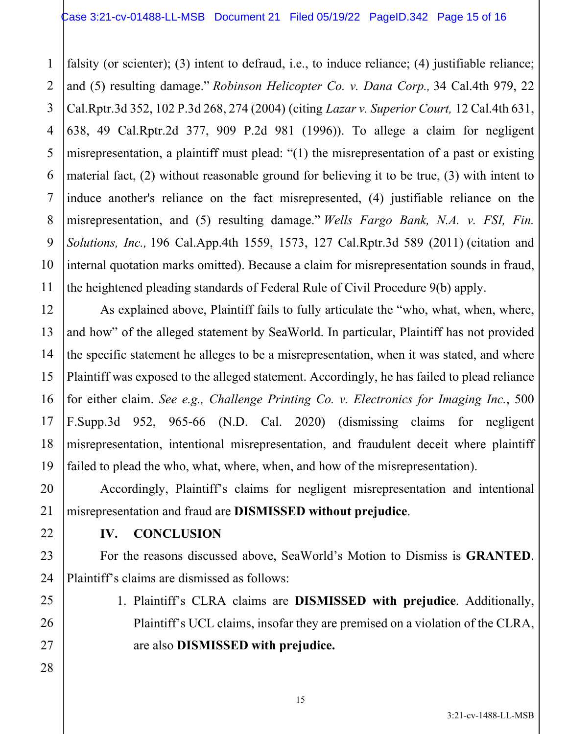falsity (or scienter); (3) intent to defraud, i.e., to induce reliance; (4) justifiable reliance; and (5) resulting damage." *Robinson Helicopter Co. v. Dana Corp.,* 34 Cal.4th 979, 22 Cal.Rptr.3d 352, 102 P.3d 268, 274 (2004) (citing *Lazar v. Superior Court,* 12 Cal.4th 631, 638, 49 Cal.Rptr.2d 377, 909 P.2d 981 (1996)). To allege a claim for negligent misrepresentation, a plaintiff must plead: "(1) the misrepresentation of a past or existing material fact, (2) without reasonable ground for believing it to be true, (3) with intent to induce another's reliance on the fact misrepresented, (4) justifiable reliance on the misrepresentation, and (5) resulting damage." *Wells Fargo Bank, N.A. v. FSI, Fin. Solutions, Inc.,* 196 Cal.App.4th 1559, 1573, 127 Cal.Rptr.3d 589 (2011) (citation and internal quotation marks omitted). Because a claim for misrepresentation sounds in fraud, the heightened pleading standards of Federal Rule of Civil Procedure 9(b) apply.

As explained above, Plaintiff fails to fully articulate the "who, what, when, where, and how" of the alleged statement by SeaWorld. In particular, Plaintiff has not provided the specific statement he alleges to be a misrepresentation, when it was stated, and where Plaintiff was exposed to the alleged statement. Accordingly, he has failed to plead reliance for either claim. *See e.g., Challenge Printing Co. v. Electronics for Imaging Inc.*, 500 F.Supp.3d 952, 965-66 (N.D. Cal. 2020) (dismissing claims for negligent misrepresentation, intentional misrepresentation, and fraudulent deceit where plaintiff failed to plead the who, what, where, when, and how of the misrepresentation).

Accordingly, Plaintiff's claims for negligent misrepresentation and intentional misrepresentation and fraud are **DISMISSED without prejudice**.

## IV. CONCLUSION

For the reasons discussed above, SeaWorld's Motion to Dismiss is **GRANTED**. Plaintiff's claims are dismissed as follows:

1. Plaintiff's CLRA claims are **DISMISSED with prejudice**. Additionally, Plaintiff's UCL claims, insofar they are premised on a violation of the CLRA, are also **DISMISSED with prejudice.**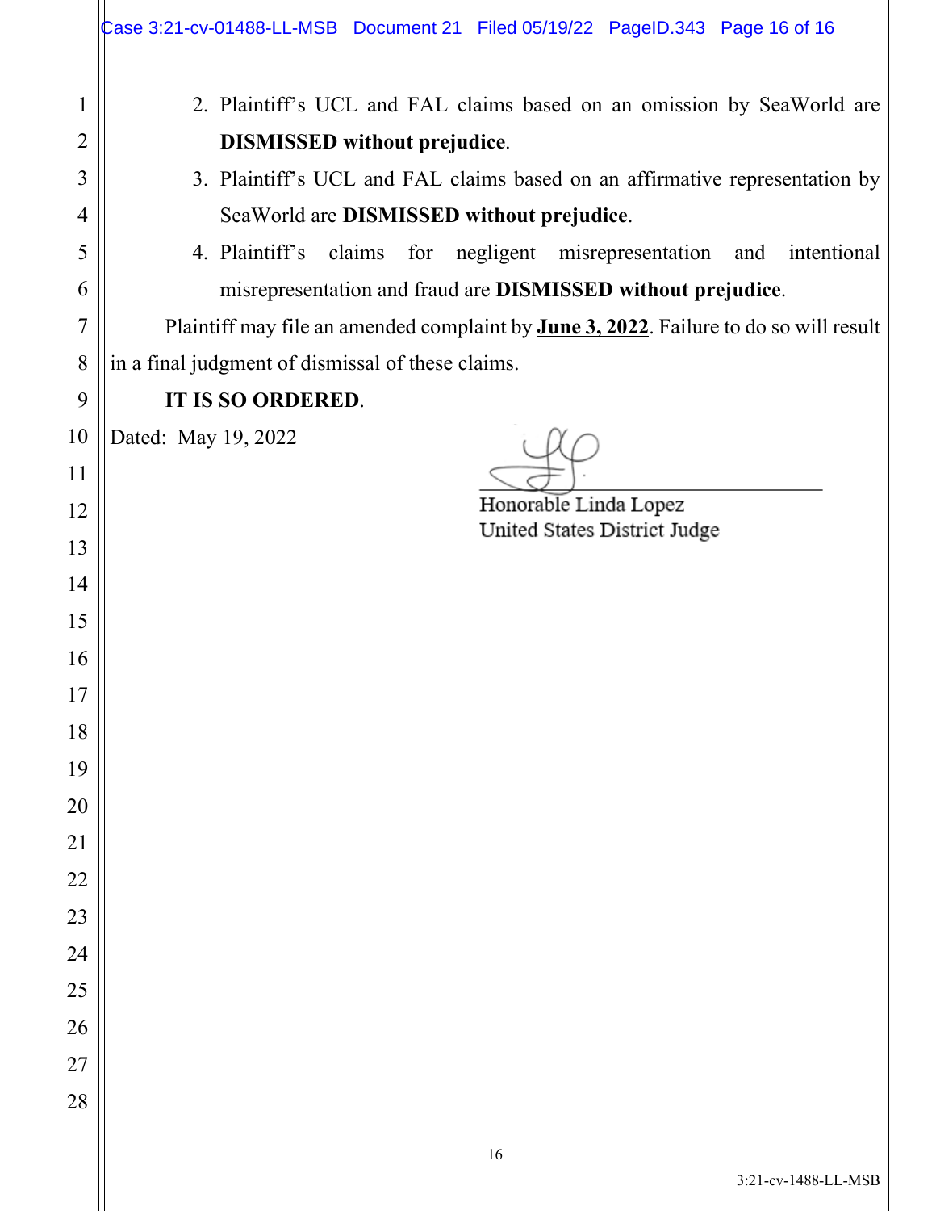2. Plaintiff's UCL and FAL claims based on an omission by SeaWorld are **DISMISSED without prejudice**.
3. Plaintiff's UCL and FAL claims based on an affirmative representation by SeaWorld are **DISMISSED without prejudice**.
4. Plaintiff's claims for negligent misrepresentation and intentional misrepresentation and fraud are **DISMISSED without prejudice**.

Plaintiff may file an amended complaint by **June 3, 2022**. Failure to do so will result in a final judgment of dismissal of these claims.

**IT IS SO ORDERED**.

Dated: May 19, 2022

Honorable Linda Lopez
United States District Judge